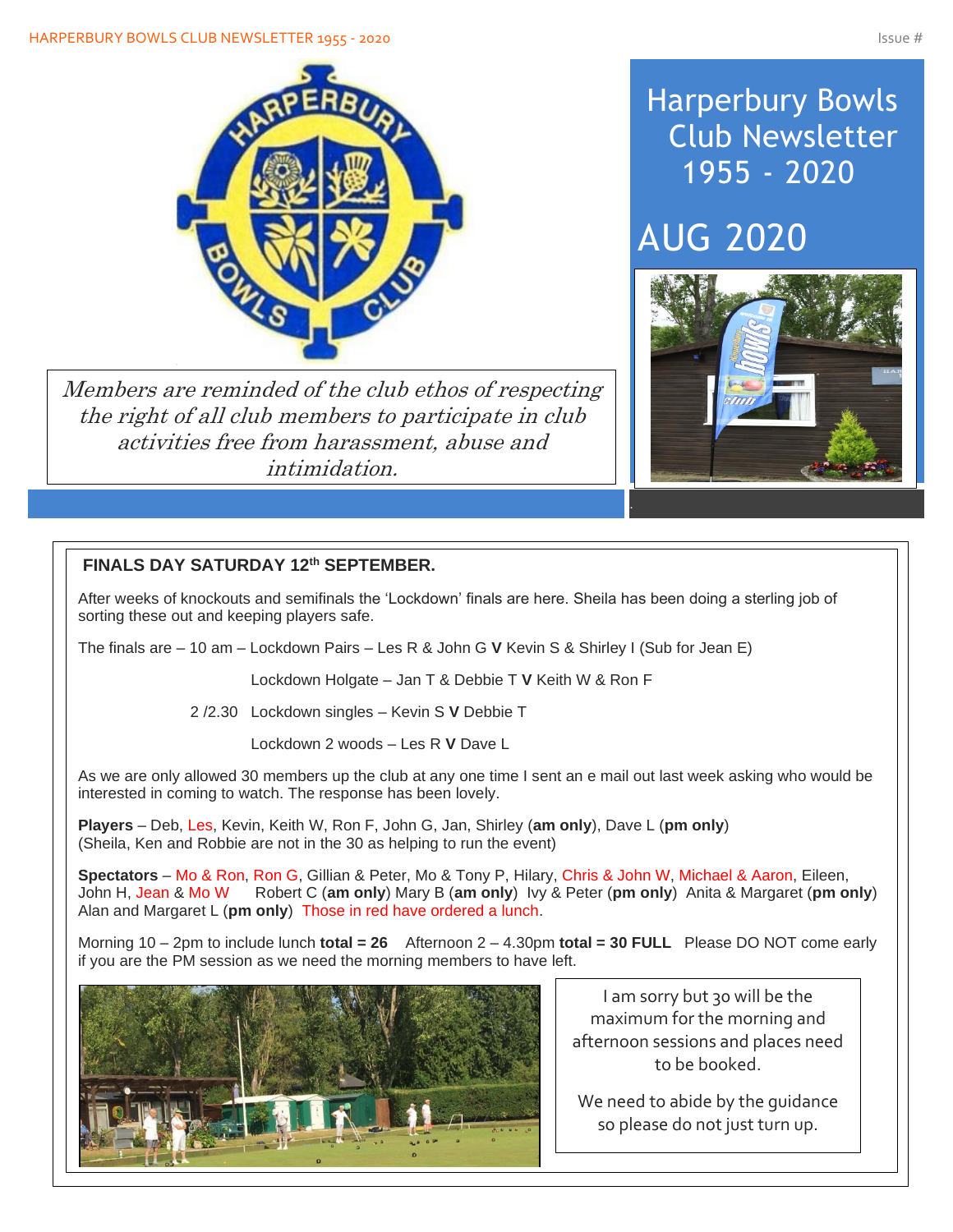# Harperbury Bowls Club Newsletter 1955 - 2020

## AUG 2020

*Members are reminded of the club ethos of respecting the right of all club members to participate in club activities free from harassment, abuse and intimidation.*

### FINALS DAY SATURDAY 12th SEPTEMBER.

After weeks of knockouts and semifinals the 'Lockdown' finals are here. Sheila has been doing a sterling job of sorting these out and keeping players safe.

The finals are – 10 am – Lockdown Pairs – Les R & John G **V** Kevin S & Shirley I (Sub for Jean E)

Lockdown Holgate – Jan T & Debbie T **V** Keith W & Ron F

2 /2.30 Lockdown singles – Kevin S **V** Debbie T

Lockdown 2 woods – Les R **V** Dave L

As we are only allowed 30 members up the club at any one time I sent an e mail out last week asking who would be interested in coming to watch. The response has been lovely.

**Players** – Deb, Les, Kevin, Keith W, Ron F, John G, Jan, Shirley (**am only**), Dave L (**pm only**)
(Sheila, Ken and Robbie are not in the 30 as helping to run the event)

**Spectators** – Mo & Ron, Ron G, Gillian & Peter, Mo & Tony P, Hilary, Chris & John W, Michael & Aaron, Eileen, John H, Jean & Mo W Robert C (**am only**) Mary B (**am only**) Ivy & Peter (**pm only**) Anita & Margaret (**pm only**) Alan and Margaret L (**pm only**) Those in red have ordered a lunch.

Morning 10 – 2pm to include lunch **total = 26** Afternoon 2 – 4.30pm **total = 30 FULL** Please DO NOT come early if you are the PM session as we need the morning members to have left.

I am sorry but 30 will be the maximum for the morning and afternoon sessions and places need to be booked.

We need to abide by the guidance so please do not just turn up.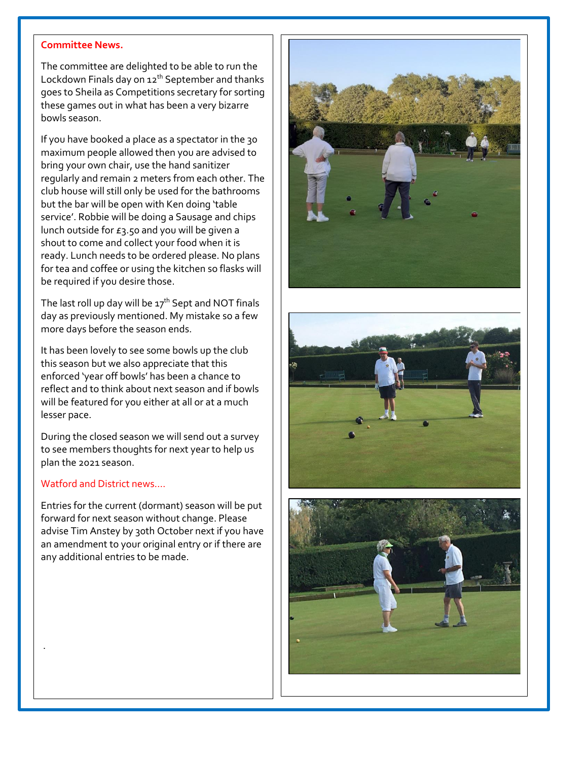## Committee News.

The committee are delighted to be able to run the Lockdown Finals day on 12th September and thanks goes to Sheila as Competitions secretary for sorting these games out in what has been a very bizarre bowls season.

If you have booked a place as a spectator in the 30 maximum people allowed then you are advised to bring your own chair, use the hand sanitizer regularly and remain 2 meters from each other. The club house will still only be used for the bathrooms but the bar will be open with Ken doing 'table service'. Robbie will be doing a Sausage and chips lunch outside for £3.50 and you will be given a shout to come and collect your food when it is ready. Lunch needs to be ordered please. No plans for tea and coffee or using the kitchen so flasks will be required if you desire those.

The last roll up day will be 17th Sept and NOT finals day as previously mentioned. My mistake so a few more days before the season ends.

It has been lovely to see some bowls up the club this season but we also appreciate that this enforced 'year off bowls' has been a chance to reflect and to think about next season and if bowls will be featured for you either at all or at a much lesser pace.

During the closed season we will send out a survey to see members thoughts for next year to help us plan the 2021 season.

### Watford and District news....

Entries for the current (dormant) season will be put forward for next season without change. Please advise Tim Anstey by 30th October next if you have an amendment to your original entry or if there are any additional entries to be made.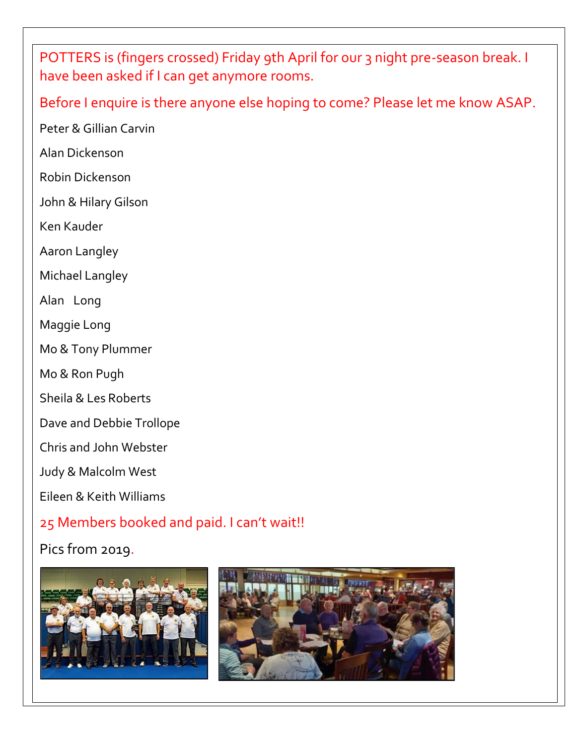POTTERS is (fingers crossed) Friday 9th April for our 3 night pre-season break. I have been asked if I can get anymore rooms.

Before I enquire is there anyone else hoping to come? Please let me know ASAP.

Peter & Gillian Carvin

Alan Dickenson

Robin Dickenson

John & Hilary Gilson

Ken Kauder

Aaron Langley

Michael Langley

Alan Long

Maggie Long

Mo & Tony Plummer

Mo & Ron Pugh

Sheila & Les Roberts

Dave and Debbie Trollope

Chris and John Webster

Judy & Malcolm West

Eileen & Keith Williams

25 Members booked and paid. I can't wait!!

Pics from 2019.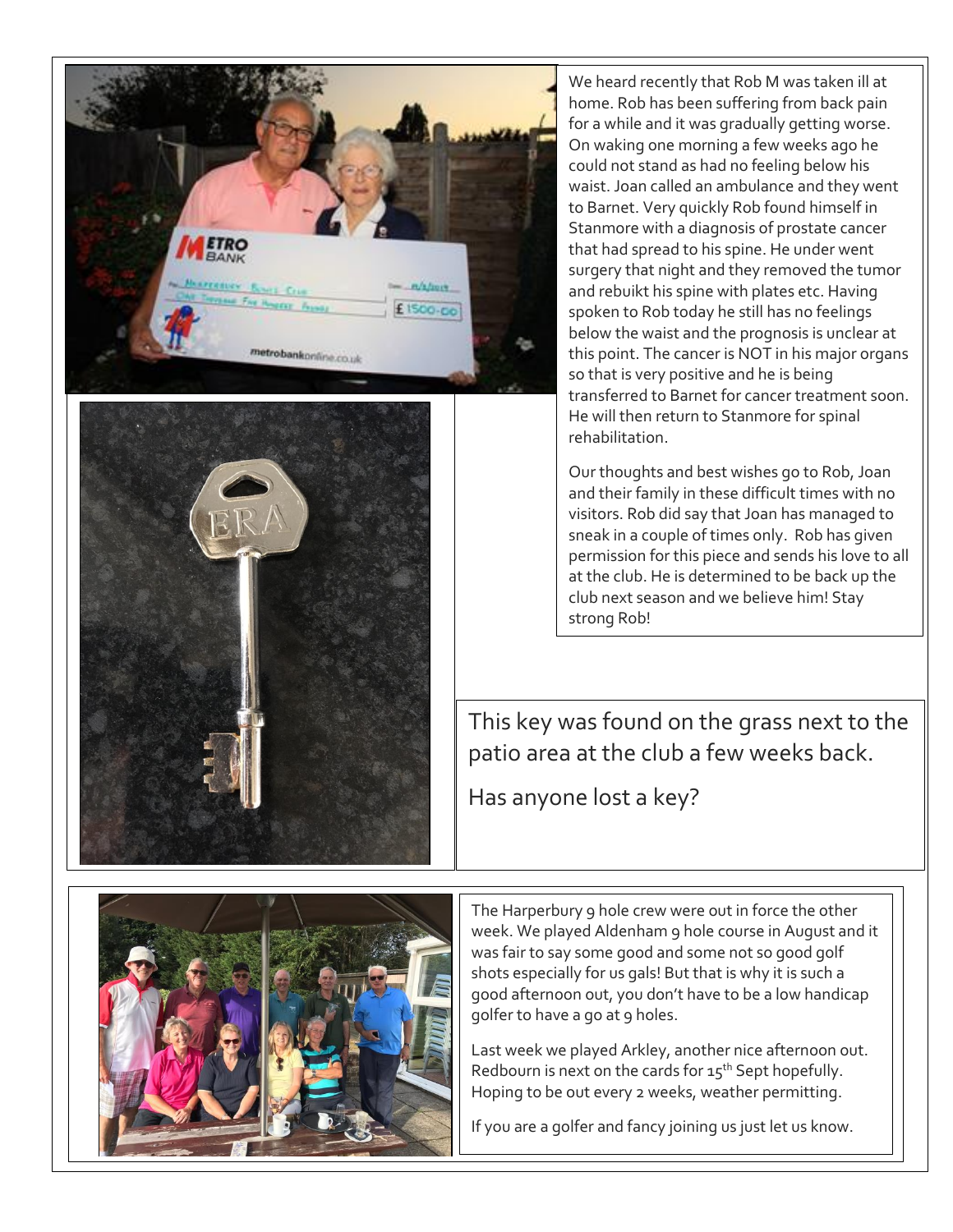We heard recently that Rob M was taken ill at home. Rob has been suffering from back pain for a while and it was gradually getting worse. On waking one morning a few weeks ago he could not stand as had no feeling below his waist. Joan called an ambulance and they went to Barnet. Very quickly Rob found himself in Stanmore with a diagnosis of prostate cancer that had spread to his spine. He under went surgery that night and they removed the tumor and rebuikt his spine with plates etc. Having spoken to Rob today he still has no feelings below the waist and the prognosis is unclear at this point. The cancer is NOT in his major organs so that is very positive and he is being transferred to Barnet for cancer treatment soon. He will then return to Stanmore for spinal rehabilitation.

Our thoughts and best wishes go to Rob, Joan and their family in these difficult times with no visitors. Rob did say that Joan has managed to sneak in a couple of times only. Rob has given permission for this piece and sends his love to all at the club. He is determined to be back up the club next season and we believe him! Stay strong Rob!

This key was found on the grass next to the patio area at the club a few weeks back.

Has anyone lost a key?

The Harperbury 9 hole crew were out in force the other week. We played Aldenham 9 hole course in August and it was fair to say some good and some not so good golf shots especially for us gals! But that is why it is such a good afternoon out, you don't have to be a low handicap golfer to have a go at 9 holes.

Last week we played Arkley, another nice afternoon out. Redbourn is next on the cards for 15th Sept hopefully. Hoping to be out every 2 weeks, weather permitting.

If you are a golfer and fancy joining us just let us know.